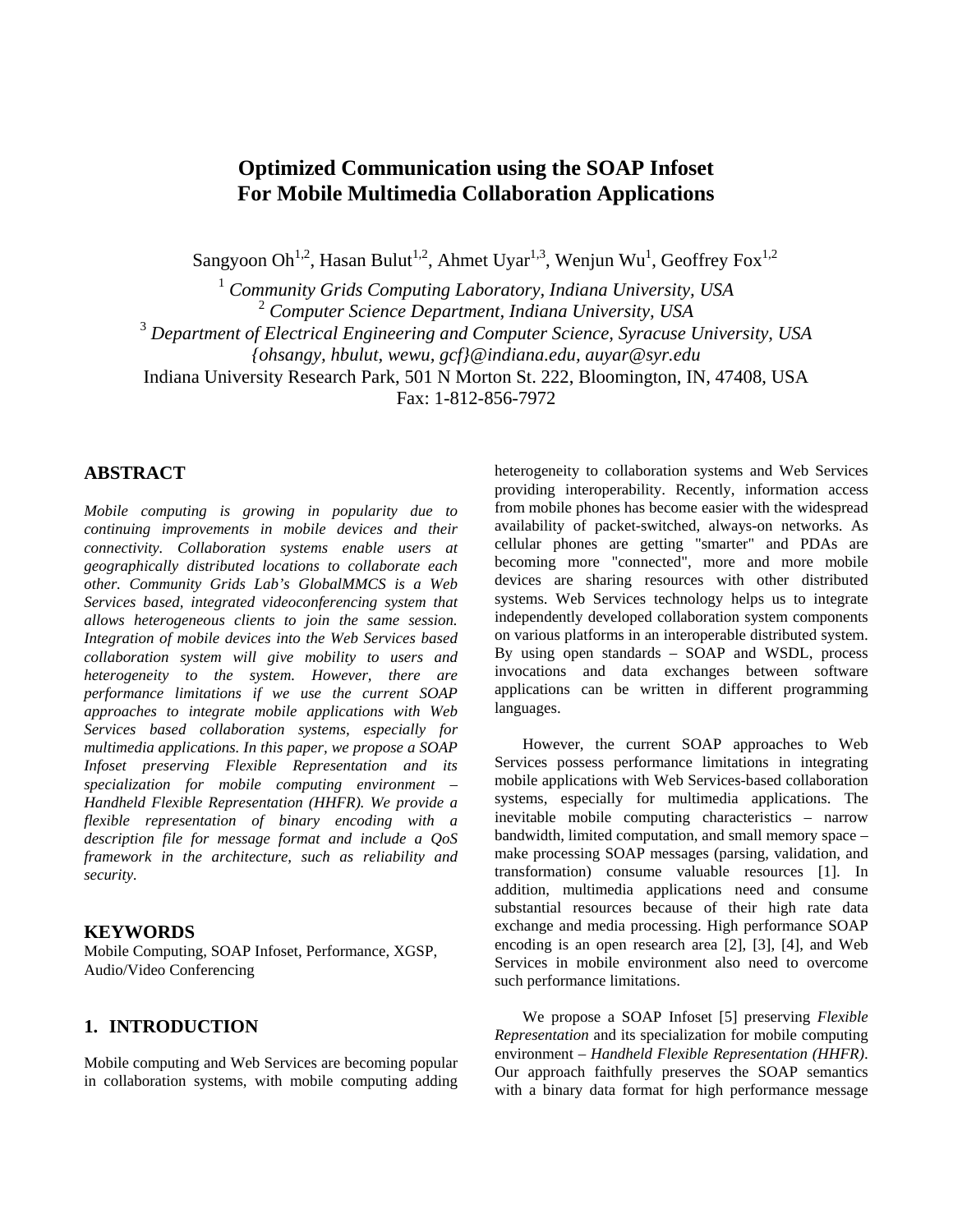# Optimized Communication using the SOAP Infoset For Mobile Multimedia Collaboration Applications

Sangyoon Oh[1,2], Hasan Bulut[1,2], Ahmet Uyar[1,3], Wenjun Wu[1], Geoffrey Fox[1,2]

[1] *Community Grids Computing Laboratory, Indiana University, USA*
[2] *Computer Science Department, Indiana University, USA*
[3] *Department of Electrical Engineering and Computer Science, Syracuse University, USA*
*{ohsangy, hbulut, wewu, gcf}@indiana.edu, auyar@syr.edu*
Indiana University Research Park, 501 N Morton St. 222, Bloomington, IN, 47408, USA
Fax: 1-812-856-7972

## ABSTRACT

*Mobile computing is growing in popularity due to continuing improvements in mobile devices and their connectivity. Collaboration systems enable users at geographically distributed locations to collaborate each other. Community Grids Lab's GlobalMMCS is a Web Services based, integrated videoconferencing system that allows heterogeneous clients to join the same session. Integration of mobile devices into the Web Services based collaboration system will give mobility to users and heterogeneity to the system. However, there are performance limitations if we use the current SOAP approaches to integrate mobile applications with Web Services based collaboration systems, especially for multimedia applications. In this paper, we propose a SOAP Infoset preserving Flexible Representation and its specialization for mobile computing environment – Handheld Flexible Representation (HHFR). We provide a flexible representation of binary encoding with a description file for message format and include a QoS framework in the architecture, such as reliability and security.*

## KEYWORDS

Mobile Computing, SOAP Infoset, Performance, XGSP, Audio/Video Conferencing

## 1. INTRODUCTION

Mobile computing and Web Services are becoming popular in collaboration systems, with mobile computing adding heterogeneity to collaboration systems and Web Services providing interoperability. Recently, information access from mobile phones has become easier with the widespread availability of packet-switched, always-on networks. As cellular phones are getting "smarter" and PDAs are becoming more "connected", more and more mobile devices are sharing resources with other distributed systems. Web Services technology helps us to integrate independently developed collaboration system components on various platforms in an interoperable distributed system. By using open standards – SOAP and WSDL, process invocations and data exchanges between software applications can be written in different programming languages.

However, the current SOAP approaches to Web Services possess performance limitations in integrating mobile applications with Web Services-based collaboration systems, especially for multimedia applications. The inevitable mobile computing characteristics – narrow bandwidth, limited computation, and small memory space – make processing SOAP messages (parsing, validation, and transformation) consume valuable resources [1]. In addition, multimedia applications need and consume substantial resources because of their high rate data exchange and media processing. High performance SOAP encoding is an open research area [2], [3], [4], and Web Services in mobile environment also need to overcome such performance limitations.

We propose a SOAP Infoset [5] preserving *Flexible Representation* and its specialization for mobile computing environment – *Handheld Flexible Representation (HHFR)*. Our approach faithfully preserves the SOAP semantics with a binary data format for high performance message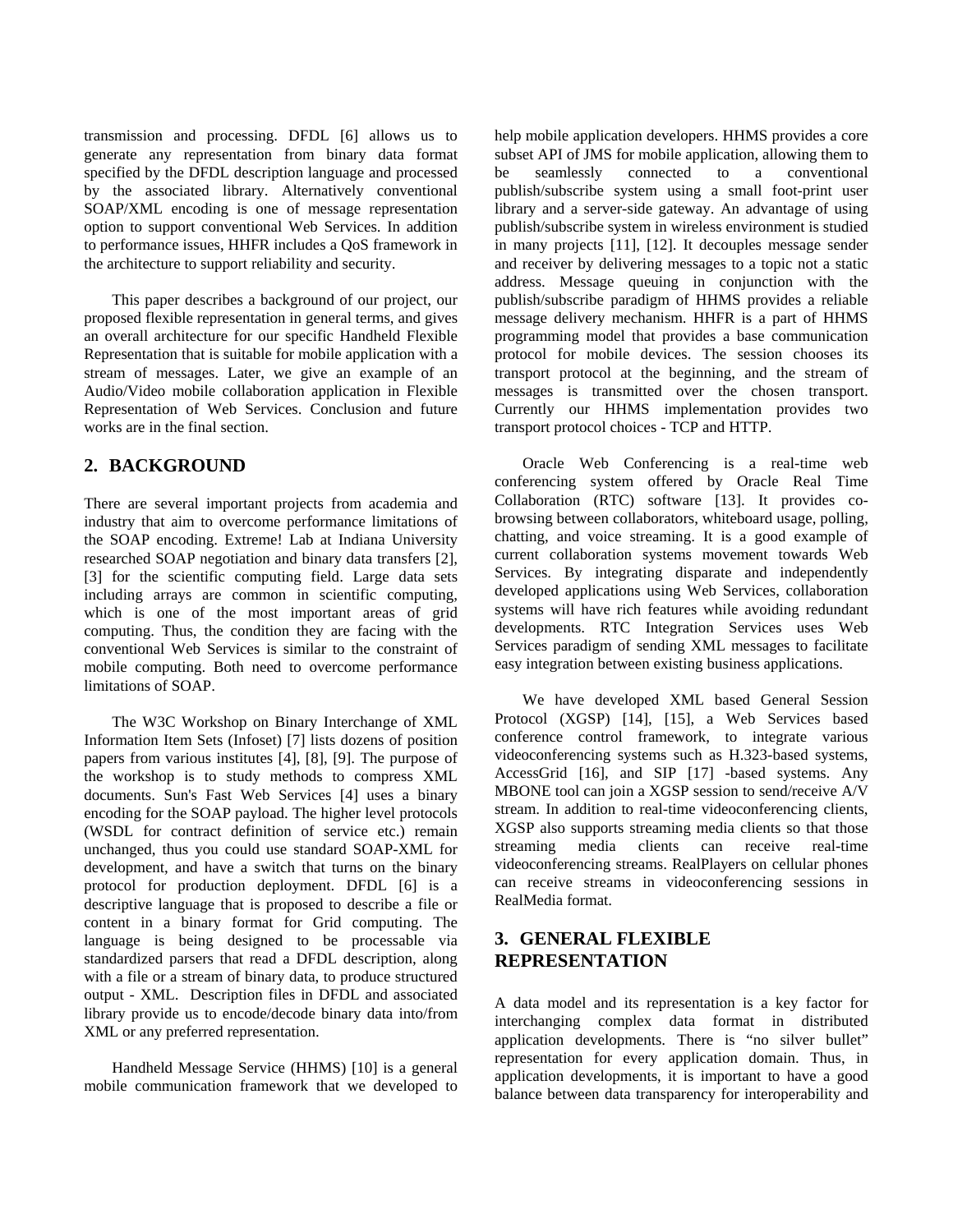transmission and processing. DFDL [6] allows us to generate any representation from binary data format specified by the DFDL description language and processed by the associated library. Alternatively conventional SOAP/XML encoding is one of message representation option to support conventional Web Services. In addition to performance issues, HHFR includes a QoS framework in the architecture to support reliability and security.

This paper describes a background of our project, our proposed flexible representation in general terms, and gives an overall architecture for our specific Handheld Flexible Representation that is suitable for mobile application with a stream of messages. Later, we give an example of an Audio/Video mobile collaboration application in Flexible Representation of Web Services. Conclusion and future works are in the final section.

## 2. BACKGROUND

There are several important projects from academia and industry that aim to overcome performance limitations of the SOAP encoding. Extreme! Lab at Indiana University researched SOAP negotiation and binary data transfers [2], [3] for the scientific computing field. Large data sets including arrays are common in scientific computing, which is one of the most important areas of grid computing. Thus, the condition they are facing with the conventional Web Services is similar to the constraint of mobile computing. Both need to overcome performance limitations of SOAP.

The W3C Workshop on Binary Interchange of XML Information Item Sets (Infoset) [7] lists dozens of position papers from various institutes [4], [8], [9]. The purpose of the workshop is to study methods to compress XML documents. Sun's Fast Web Services [4] uses a binary encoding for the SOAP payload. The higher level protocols (WSDL for contract definition of service etc.) remain unchanged, thus you could use standard SOAP-XML for development, and have a switch that turns on the binary protocol for production deployment. DFDL [6] is a descriptive language that is proposed to describe a file or content in a binary format for Grid computing. The language is being designed to be processable via standardized parsers that read a DFDL description, along with a file or a stream of binary data, to produce structured output - XML. Description files in DFDL and associated library provide us to encode/decode binary data into/from XML or any preferred representation.

Handheld Message Service (HHMS) [10] is a general mobile communication framework that we developed to help mobile application developers. HHMS provides a core subset API of JMS for mobile application, allowing them to be seamlessly connected to a conventional publish/subscribe system using a small foot-print user library and a server-side gateway. An advantage of using publish/subscribe system in wireless environment is studied in many projects [11], [12]. It decouples message sender and receiver by delivering messages to a topic not a static address. Message queuing in conjunction with the publish/subscribe paradigm of HHMS provides a reliable message delivery mechanism. HHFR is a part of HHMS programming model that provides a base communication protocol for mobile devices. The session chooses its transport protocol at the beginning, and the stream of messages is transmitted over the chosen transport. Currently our HHMS implementation provides two transport protocol choices - TCP and HTTP.

Oracle Web Conferencing is a real-time web conferencing system offered by Oracle Real Time Collaboration (RTC) software [13]. It provides co-browsing between collaborators, whiteboard usage, polling, chatting, and voice streaming. It is a good example of current collaboration systems movement towards Web Services. By integrating disparate and independently developed applications using Web Services, collaboration systems will have rich features while avoiding redundant developments. RTC Integration Services uses Web Services paradigm of sending XML messages to facilitate easy integration between existing business applications.

We have developed XML based General Session Protocol (XGSP) [14], [15], a Web Services based conference control framework, to integrate various videoconferencing systems such as H.323-based systems, AccessGrid [16], and SIP [17] -based systems. Any MBONE tool can join a XGSP session to send/receive A/V stream. In addition to real-time videoconferencing clients, XGSP also supports streaming media clients so that those streaming media clients can receive real-time videoconferencing streams. RealPlayers on cellular phones can receive streams in videoconferencing sessions in RealMedia format.

## 3. GENERAL FLEXIBLE REPRESENTATION

A data model and its representation is a key factor for interchanging complex data format in distributed application developments. There is "no silver bullet" representation for every application domain. Thus, in application developments, it is important to have a good balance between data transparency for interoperability and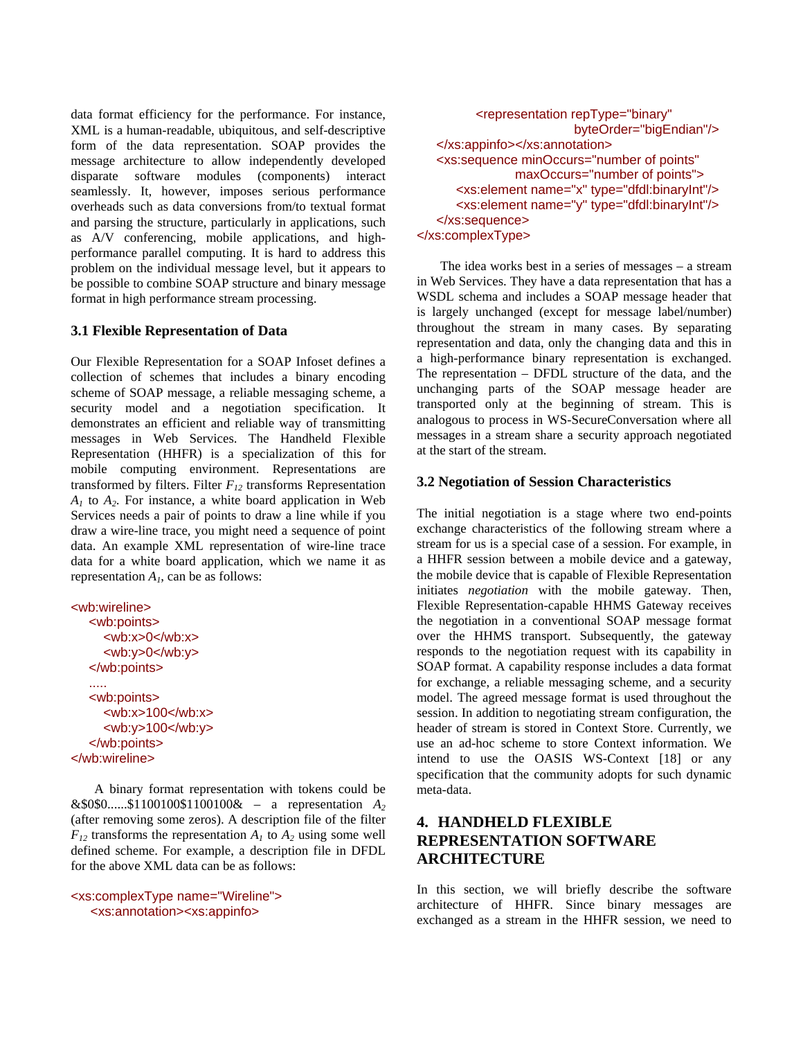data format efficiency for the performance. For instance, XML is a human-readable, ubiquitous, and self-descriptive form of the data representation. SOAP provides the message architecture to allow independently developed disparate software modules (components) interact seamlessly. It, however, imposes serious performance overheads such as data conversions from/to textual format and parsing the structure, particularly in applications, such as A/V conferencing, mobile applications, and high-performance parallel computing. It is hard to address this problem on the individual message level, but it appears to be possible to combine SOAP structure and binary message format in high performance stream processing.

### 3.1 Flexible Representation of Data

Our Flexible Representation for a SOAP Infoset defines a collection of schemes that includes a binary encoding scheme of SOAP message, a reliable messaging scheme, a security model and a negotiation specification. It demonstrates an efficient and reliable way of transmitting messages in Web Services. The Handheld Flexible Representation (HHFR) is a specialization of this for mobile computing environment. Representations are transformed by filters. Filter $F_{12}$ transforms Representation $A_1$ to $A_2$. For instance, a white board application in Web Services needs a pair of points to draw a line while if you draw a wire-line trace, you might need a sequence of point data. An example XML representation of wire-line trace data for a white board application, which we name it as representation $A_1$, can be as follows:

```
<wb:wireline>
   <wb:points>
      <wb:x>0</wb:x>
      <wb:y>0</wb:y>
   </wb:points>
   .....
   <wb:points>
      <wb:x>100</wb:x>
      <wb:y>100</wb:y>
   </wb:points>
</wb:wireline>
```

A binary format representation with tokens could be &$0$0......$1100100$1100100& – a representation $A_2$ (after removing some zeros). A description file of the filter $F_{12}$ transforms the representation $A_1$ to $A_2$ using some well defined scheme. For example, a description file in DFDL for the above XML data can be as follows:

```
<xs:complexType name="Wireline">
    <xs:annotation><xs:appinfo>
         <representation repType="binary"
                         byteOrder="bigEndian"/>
    </xs:appinfo></xs:annotation>
    <xs:sequence minOccurs="number of points"
                 maxOccurs="number of points">
        <xs:element name="x" type="dfdl:binaryInt"/>
        <xs:element name="y" type="dfdl:binaryInt"/>
    </xs:sequence>
</xs:complexType>
```

The idea works best in a series of messages – a stream in Web Services. They have a data representation that has a WSDL schema and includes a SOAP message header that is largely unchanged (except for message label/number) throughout the stream in many cases. By separating representation and data, only the changing data and this in a high-performance binary representation is exchanged. The representation – DFDL structure of the data, and the unchanging parts of the SOAP message header are transported only at the beginning of stream. This is analogous to process in WS-SecureConversation where all messages in a stream share a security approach negotiated at the start of the stream.

### 3.2 Negotiation of Session Characteristics

The initial negotiation is a stage where two end-points exchange characteristics of the following stream where a stream for us is a special case of a session. For example, in a HHFR session between a mobile device and a gateway, the mobile device that is capable of Flexible Representation initiates *negotiation* with the mobile gateway. Then, Flexible Representation-capable HHMS Gateway receives the negotiation in a conventional SOAP message format over the HHMS transport. Subsequently, the gateway responds to the negotiation request with its capability in SOAP format. A capability response includes a data format for exchange, a reliable messaging scheme, and a security model. The agreed message format is used throughout the session. In addition to negotiating stream configuration, the header of stream is stored in Context Store. Currently, we use an ad-hoc scheme to store Context information. We intend to use the OASIS WS-Context [18] or any specification that the community adopts for such dynamic meta-data.

## 4. HANDHELD FLEXIBLE REPRESENTATION SOFTWARE ARCHITECTURE

In this section, we will briefly describe the software architecture of HHFR. Since binary messages are exchanged as a stream in the HHFR session, we need to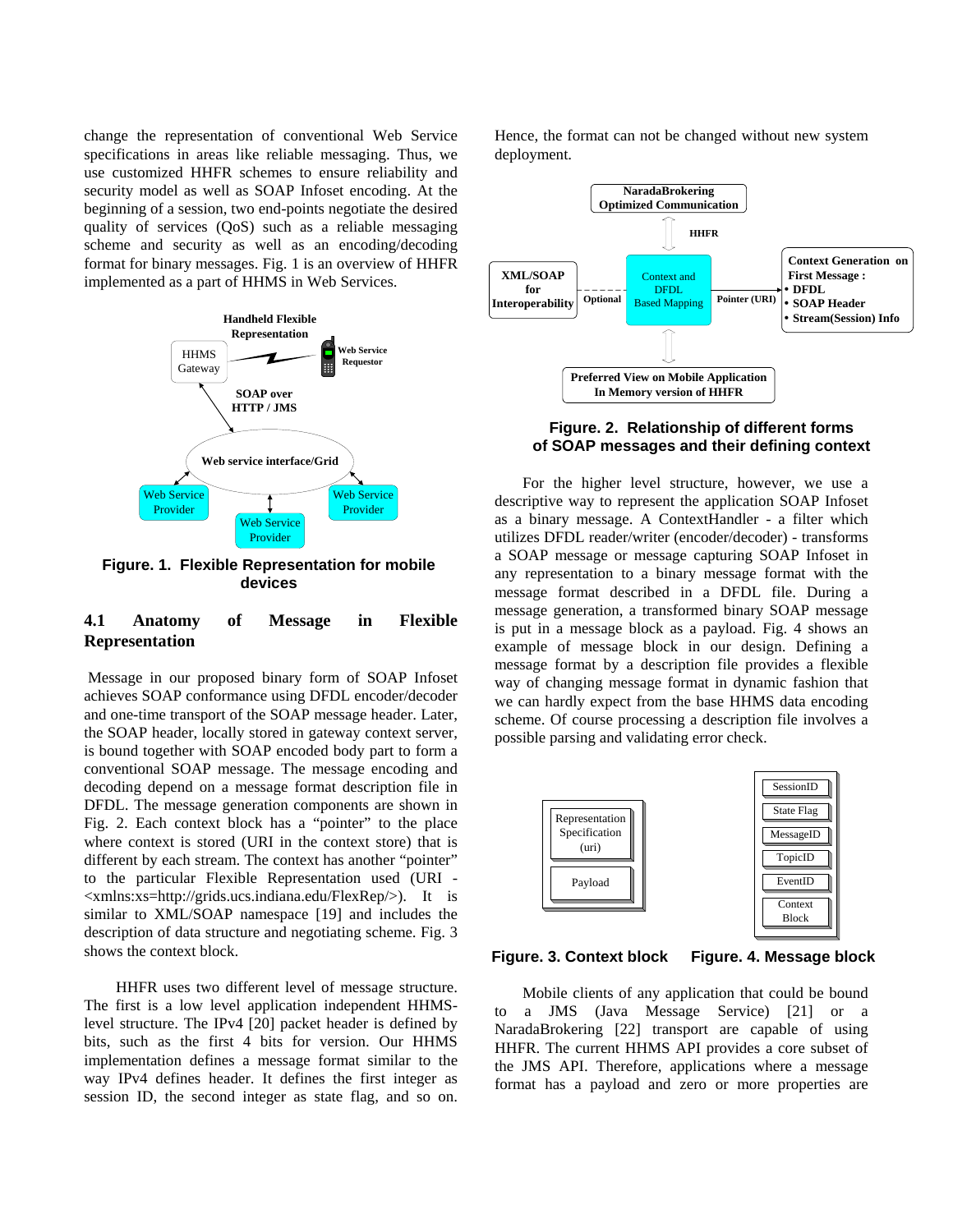change the representation of conventional Web Service specifications in areas like reliable messaging. Thus, we use customized HHFR schemes to ensure reliability and security model as well as SOAP Infoset encoding. At the beginning of a session, two end-points negotiate the desired quality of services (QoS) such as a reliable messaging scheme and security as well as an encoding/decoding format for binary messages. Fig. 1 is an overview of HHFR implemented as a part of HHMS in Web Services.

**Figure. 1. Flexible Representation for mobile devices**

### 4.1 Anatomy of Message in Flexible Representation

Message in our proposed binary form of SOAP Infoset achieves SOAP conformance using DFDL encoder/decoder and one-time transport of the SOAP message header. Later, the SOAP header, locally stored in gateway context server, is bound together with SOAP encoded body part to form a conventional SOAP message. The message encoding and decoding depend on a message format description file in DFDL. The message generation components are shown in Fig. 2. Each context block has a "pointer" to the place where context is stored (URI in the context store) that is different by each stream. The context has another "pointer" to the particular Flexible Representation used (URI - <xmlns:xs=http://grids.ucs.indiana.edu/FlexRep/>). It is similar to XML/SOAP namespace [19] and includes the description of data structure and negotiating scheme. Fig. 3 shows the context block.

HHFR uses two different level of message structure. The first is a low level application independent HHMS-level structure. The IPv4 [20] packet header is defined by bits, such as the first 4 bits for version. Our HHMS implementation defines a message format similar to the way IPv4 defines header. It defines the first integer as session ID, the second integer as state flag, and so on. Hence, the format can not be changed without new system deployment.

**Figure. 2. Relationship of different forms of SOAP messages and their defining context**

For the higher level structure, however, we use a descriptive way to represent the application SOAP Infoset as a binary message. A ContextHandler - a filter which utilizes DFDL reader/writer (encoder/decoder) - transforms a SOAP message or message capturing SOAP Infoset in any representation to a binary message format with the message format described in a DFDL file. During a message generation, a transformed binary SOAP message is put in a message block as a payload. Fig. 4 shows an example of message block in our design. Defining a message format by a description file provides a flexible way of changing message format in dynamic fashion that we can hardly expect from the base HHMS data encoding scheme. Of course processing a description file involves a possible parsing and validating error check.

**Figure. 3. Context block** **Figure. 4. Message block**

Mobile clients of any application that could be bound to a JMS (Java Message Service) [21] or a NaradaBrokering [22] transport are capable of using HHFR. The current HHMS API provides a core subset of the JMS API. Therefore, applications where a message format has a payload and zero or more properties are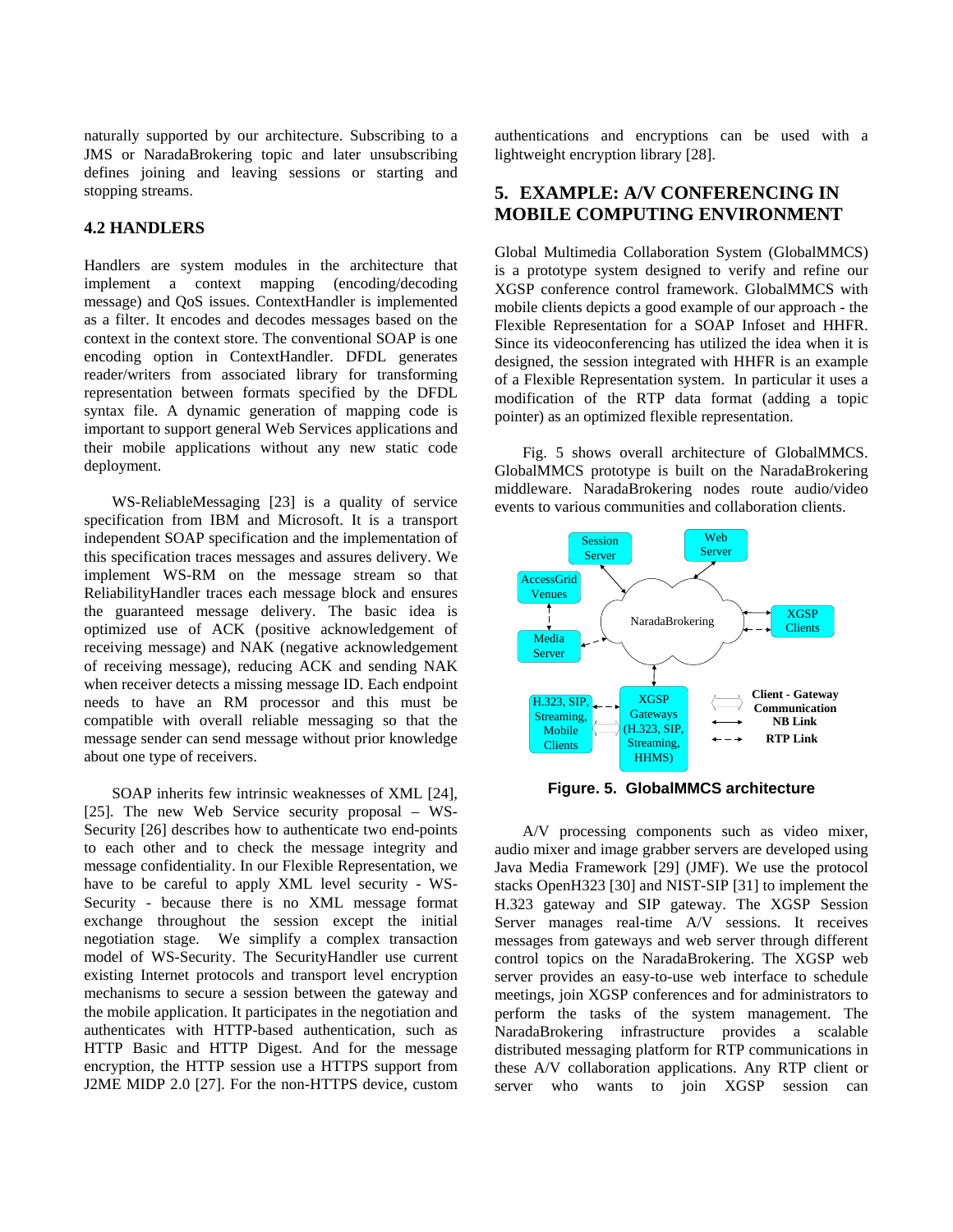naturally supported by our architecture. Subscribing to a JMS or NaradaBrokering topic and later unsubscribing defines joining and leaving sessions or starting and stopping streams.

### 4.2 HANDLERS

Handlers are system modules in the architecture that implement a context mapping (encoding/decoding message) and QoS issues. ContextHandler is implemented as a filter. It encodes and decodes messages based on the context in the context store. The conventional SOAP is one encoding option in ContextHandler. DFDL generates reader/writers from associated library for transforming representation between formats specified by the DFDL syntax file. A dynamic generation of mapping code is important to support general Web Services applications and their mobile applications without any new static code deployment.

WS-ReliableMessaging [23] is a quality of service specification from IBM and Microsoft. It is a transport independent SOAP specification and the implementation of this specification traces messages and assures delivery. We implement WS-RM on the message stream so that ReliabilityHandler traces each message block and ensures the guaranteed message delivery. The basic idea is optimized use of ACK (positive acknowledgement of receiving message) and NAK (negative acknowledgement of receiving message), reducing ACK and sending NAK when receiver detects a missing message ID. Each endpoint needs to have an RM processor and this must be compatible with overall reliable messaging so that the message sender can send message without prior knowledge about one type of receivers.

SOAP inherits few intrinsic weaknesses of XML [24], [25]. The new Web Service security proposal – WS-Security [26] describes how to authenticate two end-points to each other and to check the message integrity and message confidentiality. In our Flexible Representation, we have to be careful to apply XML level security - WS-Security - because there is no XML message format exchange throughout the session except the initial negotiation stage. We simplify a complex transaction model of WS-Security. The SecurityHandler use current existing Internet protocols and transport level encryption mechanisms to secure a session between the gateway and the mobile application. It participates in the negotiation and authenticates with HTTP-based authentication, such as HTTP Basic and HTTP Digest. And for the message encryption, the HTTP session use a HTTPS support from J2ME MIDP 2.0 [27]. For the non-HTTPS device, custom authentications and encryptions can be used with a lightweight encryption library [28].

## 5. EXAMPLE: A/V CONFERENCING IN MOBILE COMPUTING ENVIRONMENT

Global Multimedia Collaboration System (GlobalMMCS) is a prototype system designed to verify and refine our XGSP conference control framework. GlobalMMCS with mobile clients depicts a good example of our approach - the Flexible Representation for a SOAP Infoset and HHFR. Since its videoconferencing has utilized the idea when it is designed, the session integrated with HHFR is an example of a Flexible Representation system. In particular it uses a modification of the RTP data format (adding a topic pointer) as an optimized flexible representation.

Fig. 5 shows overall architecture of GlobalMMCS. GlobalMMCS prototype is built on the NaradaBrokering middleware. NaradaBrokering nodes route audio/video events to various communities and collaboration clients.

**Figure. 5. GlobalMMCS architecture**

A/V processing components such as video mixer, audio mixer and image grabber servers are developed using Java Media Framework [29] (JMF). We use the protocol stacks OpenH323 [30] and NIST-SIP [31] to implement the H.323 gateway and SIP gateway. The XGSP Session Server manages real-time A/V sessions. It receives messages from gateways and web server through different control topics on the NaradaBrokering. The XGSP web server provides an easy-to-use web interface to schedule meetings, join XGSP conferences and for administrators to perform the tasks of the system management. The NaradaBrokering infrastructure provides a scalable distributed messaging platform for RTP communications in these A/V collaboration applications. Any RTP client or server who wants to join XGSP session can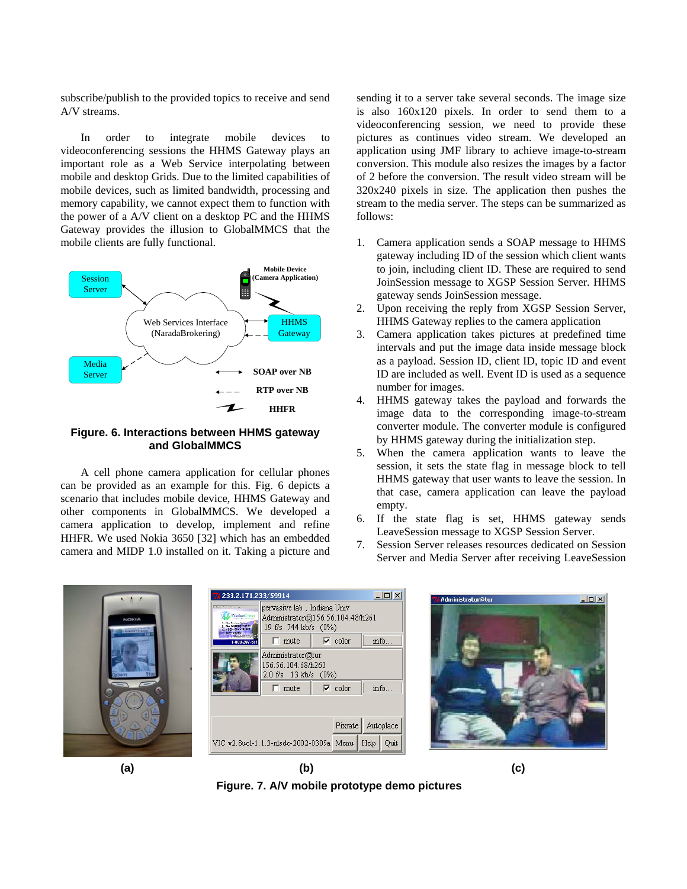subscribe/publish to the provided topics to receive and send A/V streams.

In order to integrate mobile devices to videoconferencing sessions the HHMS Gateway plays an important role as a Web Service interpolating between mobile and desktop Grids. Due to the limited capabilities of mobile devices, such as limited bandwidth, processing and memory capability, we cannot expect them to function with the power of a A/V client on a desktop PC and the HHMS Gateway provides the illusion to GlobalMMCS that the mobile clients are fully functional.

**Figure. 6. Interactions between HHMS gateway and GlobalMMCS**

A cell phone camera application for cellular phones can be provided as an example for this. Fig. 6 depicts a scenario that includes mobile device, HHMS Gateway and other components in GlobalMMCS. We developed a camera application to develop, implement and refine HHFR. We used Nokia 3650 [32] which has an embedded camera and MIDP 1.0 installed on it. Taking a picture and sending it to a server take several seconds. The image size is also 160x120 pixels. In order to send them to a videoconferencing session, we need to provide these pictures as continues video stream. We developed an application using JMF library to achieve image-to-stream conversion. This module also resizes the images by a factor of 2 before the conversion. The result video stream will be 320x240 pixels in size. The application then pushes the stream to the media server. The steps can be summarized as follows:

1. Camera application sends a SOAP message to HHMS gateway including ID of the session which client wants to join, including client ID. These are required to send JoinSession message to XGSP Session Server. HHMS gateway sends JoinSession message.
2. Upon receiving the reply from XGSP Session Server, HHMS Gateway replies to the camera application
3. Camera application takes pictures at predefined time intervals and put the image data inside message block as a payload. Session ID, client ID, topic ID and event ID are included as well. Event ID is used as a sequence number for images.
4. HHMS gateway takes the payload and forwards the image data to the corresponding image-to-stream converter module. The converter module is configured by HHMS gateway during the initialization step.
5. When the camera application wants to leave the session, it sets the state flag in message block to tell HHMS gateway that user wants to leave the session. In that case, camera application can leave the payload empty.
6. If the state flag is set, HHMS gateway sends LeaveSession message to XGSP Session Server.
7. Session Server releases resources dedicated on Session Server and Media Server after receiving LeaveSession

(a) (b) (c)

**Figure. 7. A/V mobile prototype demo pictures**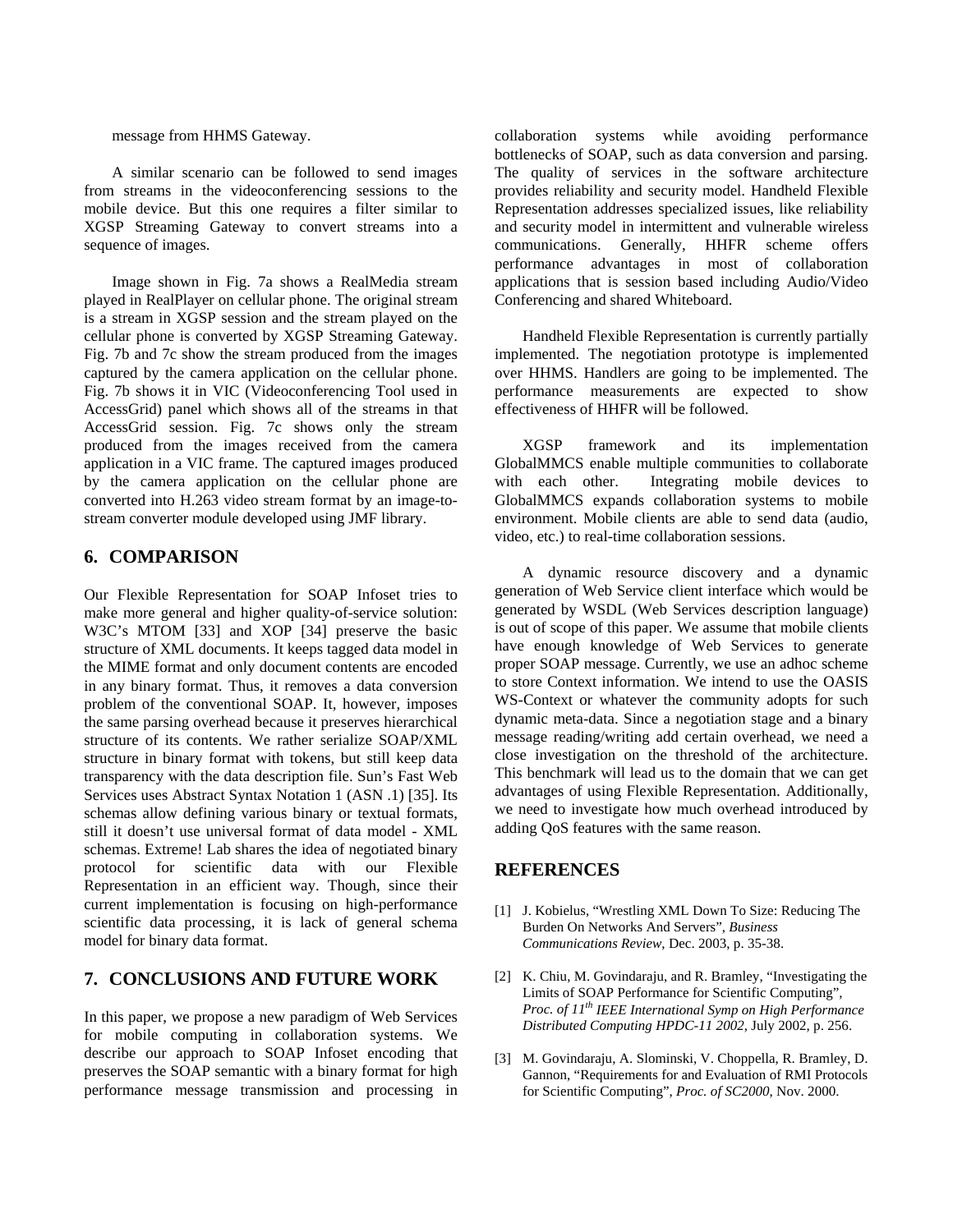message from HHMS Gateway.

A similar scenario can be followed to send images from streams in the videoconferencing sessions to the mobile device. But this one requires a filter similar to XGSP Streaming Gateway to convert streams into a sequence of images.

Image shown in Fig. 7a shows a RealMedia stream played in RealPlayer on cellular phone. The original stream is a stream in XGSP session and the stream played on the cellular phone is converted by XGSP Streaming Gateway. Fig. 7b and 7c show the stream produced from the images captured by the camera application on the cellular phone. Fig. 7b shows it in VIC (Videoconferencing Tool used in AccessGrid) panel which shows all of the streams in that AccessGrid session. Fig. 7c shows only the stream produced from the images received from the camera application in a VIC frame. The captured images produced by the camera application on the cellular phone are converted into H.263 video stream format by an image-to-stream converter module developed using JMF library.

## 6. COMPARISON

Our Flexible Representation for SOAP Infoset tries to make more general and higher quality-of-service solution: W3C's MTOM [33] and XOP [34] preserve the basic structure of XML documents. It keeps tagged data model in the MIME format and only document contents are encoded in any binary format. Thus, it removes a data conversion problem of the conventional SOAP. It, however, imposes the same parsing overhead because it preserves hierarchical structure of its contents. We rather serialize SOAP/XML structure in binary format with tokens, but still keep data transparency with the data description file. Sun's Fast Web Services uses Abstract Syntax Notation 1 (ASN .1) [35]. Its schemas allow defining various binary or textual formats, still it doesn't use universal format of data model - XML schemas. Extreme! Lab shares the idea of negotiated binary protocol for scientific data with our Flexible Representation in an efficient way. Though, since their current implementation is focusing on high-performance scientific data processing, it is lack of general schema model for binary data format.

## 7. CONCLUSIONS AND FUTURE WORK

In this paper, we propose a new paradigm of Web Services for mobile computing in collaboration systems. We describe our approach to SOAP Infoset encoding that preserves the SOAP semantic with a binary format for high performance message transmission and processing in collaboration systems while avoiding performance bottlenecks of SOAP, such as data conversion and parsing. The quality of services in the software architecture provides reliability and security model. Handheld Flexible Representation addresses specialized issues, like reliability and security model in intermittent and vulnerable wireless communications. Generally, HHFR scheme offers performance advantages in most of collaboration applications that is session based including Audio/Video Conferencing and shared Whiteboard.

Handheld Flexible Representation is currently partially implemented. The negotiation prototype is implemented over HHMS. Handlers are going to be implemented. The performance measurements are expected to show effectiveness of HHFR will be followed.

XGSP framework and its implementation GlobalMMCS enable multiple communities to collaborate with each other. Integrating mobile devices to GlobalMMCS expands collaboration systems to mobile environment. Mobile clients are able to send data (audio, video, etc.) to real-time collaboration sessions.

A dynamic resource discovery and a dynamic generation of Web Service client interface which would be generated by WSDL (Web Services description language) is out of scope of this paper. We assume that mobile clients have enough knowledge of Web Services to generate proper SOAP message. Currently, we use an adhoc scheme to store Context information. We intend to use the OASIS WS-Context or whatever the community adopts for such dynamic meta-data. Since a negotiation stage and a binary message reading/writing add certain overhead, we need a close investigation on the threshold of the architecture. This benchmark will lead us to the domain that we can get advantages of using Flexible Representation. Additionally, we need to investigate how much overhead introduced by adding QoS features with the same reason.

## REFERENCES

[1] J. Kobielus, "Wrestling XML Down To Size: Reducing The Burden On Networks And Servers", *Business Communications Review*, Dec. 2003, p. 35-38.

[2] K. Chiu, M. Govindaraju, and R. Bramley, "Investigating the Limits of SOAP Performance for Scientific Computing", *Proc. of 11th IEEE International Symp on High Performance Distributed Computing HPDC-11 2002*, July 2002, p. 256.

[3] M. Govindaraju, A. Slominski, V. Choppella, R. Bramley, D. Gannon, "Requirements for and Evaluation of RMI Protocols for Scientific Computing", *Proc. of SC2000*, Nov. 2000.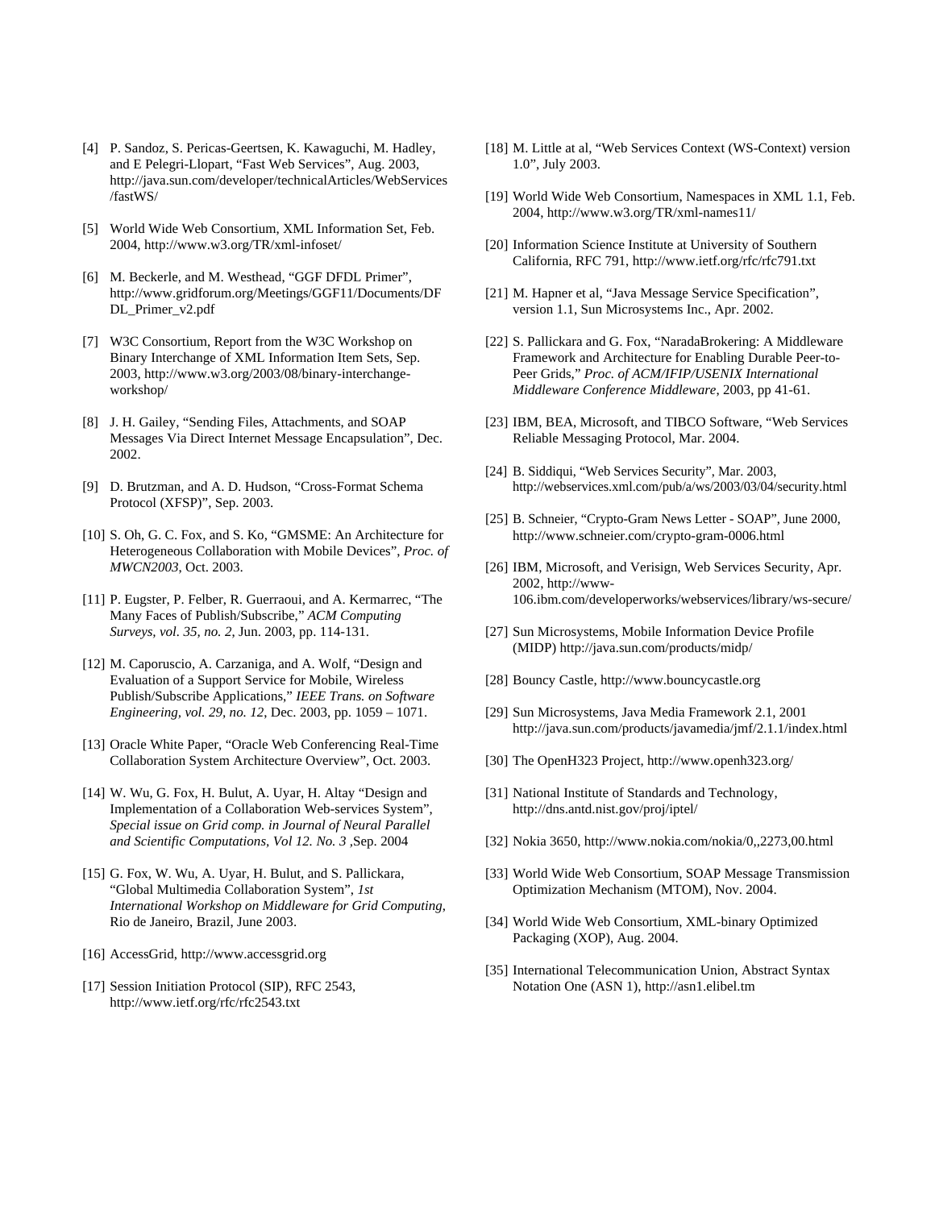[4] P. Sandoz, S. Pericas-Geertsen, K. Kawaguchi, M. Hadley, and E Pelegri-Llopart, "Fast Web Services", Aug. 2003, http://java.sun.com/developer/technicalArticles/WebServices/fastWS/

[5] World Wide Web Consortium, XML Information Set, Feb. 2004, http://www.w3.org/TR/xml-infoset/

[6] M. Beckerle, and M. Westhead, "GGF DFDL Primer", http://www.gridforum.org/Meetings/GGF11/Documents/DFDL_Primer_v2.pdf

[7] W3C Consortium, Report from the W3C Workshop on Binary Interchange of XML Information Item Sets, Sep. 2003, http://www.w3.org/2003/08/binary-interchange-workshop/

[8] J. H. Gailey, "Sending Files, Attachments, and SOAP Messages Via Direct Internet Message Encapsulation", Dec. 2002.

[9] D. Brutzman, and A. D. Hudson, "Cross-Format Schema Protocol (XFSP)", Sep. 2003.

[10] S. Oh, G. C. Fox, and S. Ko, "GMSME: An Architecture for Heterogeneous Collaboration with Mobile Devices", *Proc. of MWCN2003*, Oct. 2003.

[11] P. Eugster, P. Felber, R. Guerraoui, and A. Kermarrec, "The Many Faces of Publish/Subscribe," *ACM Computing Surveys, vol. 35, no. 2*, Jun. 2003, pp. 114-131.

[12] M. Caporuscio, A. Carzaniga, and A. Wolf, "Design and Evaluation of a Support Service for Mobile, Wireless Publish/Subscribe Applications," *IEEE Trans. on Software Engineering, vol. 29, no. 12*, Dec. 2003, pp. 1059 – 1071.

[13] Oracle White Paper, "Oracle Web Conferencing Real-Time Collaboration System Architecture Overview", Oct. 2003.

[14] W. Wu, G. Fox, H. Bulut, A. Uyar, H. Altay "Design and Implementation of a Collaboration Web-services System", *Special issue on Grid comp. in Journal of Neural Parallel and Scientific Computations, Vol 12. No. 3* ,Sep. 2004

[15] G. Fox, W. Wu, A. Uyar, H. Bulut, and S. Pallickara, "Global Multimedia Collaboration System", *1st International Workshop on Middleware for Grid Computing*, Rio de Janeiro, Brazil, June 2003.

[16] AccessGrid, http://www.accessgrid.org

[17] Session Initiation Protocol (SIP), RFC 2543, http://www.ietf.org/rfc/rfc2543.txt

[18] M. Little at al, "Web Services Context (WS-Context) version 1.0", July 2003.

[19] World Wide Web Consortium, Namespaces in XML 1.1, Feb. 2004, http://www.w3.org/TR/xml-names11/

[20] Information Science Institute at University of Southern California, RFC 791, http://www.ietf.org/rfc/rfc791.txt

[21] M. Hapner et al, "Java Message Service Specification", version 1.1, Sun Microsystems Inc., Apr. 2002.

[22] S. Pallickara and G. Fox, "NaradaBrokering: A Middleware Framework and Architecture for Enabling Durable Peer-to-Peer Grids," *Proc. of ACM/IFIP/USENIX International Middleware Conference Middleware*, 2003, pp 41-61.

[23] IBM, BEA, Microsoft, and TIBCO Software, "Web Services Reliable Messaging Protocol, Mar. 2004.

[24] B. Siddiqui, "Web Services Security", Mar. 2003, http://webservices.xml.com/pub/a/ws/2003/03/04/security.html

[25] B. Schneier, "Crypto-Gram News Letter - SOAP", June 2000, http://www.schneier.com/crypto-gram-0006.html

[26] IBM, Microsoft, and Verisign, Web Services Security, Apr. 2002, http://www-106.ibm.com/developerworks/webservices/library/ws-secure/

[27] Sun Microsystems, Mobile Information Device Profile (MIDP) http://java.sun.com/products/midp/

[28] Bouncy Castle, http://www.bouncycastle.org

[29] Sun Microsystems, Java Media Framework 2.1, 2001 http://java.sun.com/products/javamedia/jmf/2.1.1/index.html

[30] The OpenH323 Project, http://www.openh323.org/

[31] National Institute of Standards and Technology, http://dns.antd.nist.gov/proj/iptel/

[32] Nokia 3650, http://www.nokia.com/nokia/0,,2273,00.html

[33] World Wide Web Consortium, SOAP Message Transmission Optimization Mechanism (MTOM), Nov. 2004.

[34] World Wide Web Consortium, XML-binary Optimized Packaging (XOP), Aug. 2004.

[35] International Telecommunication Union, Abstract Syntax Notation One (ASN 1), http://asn1.elibel.tm